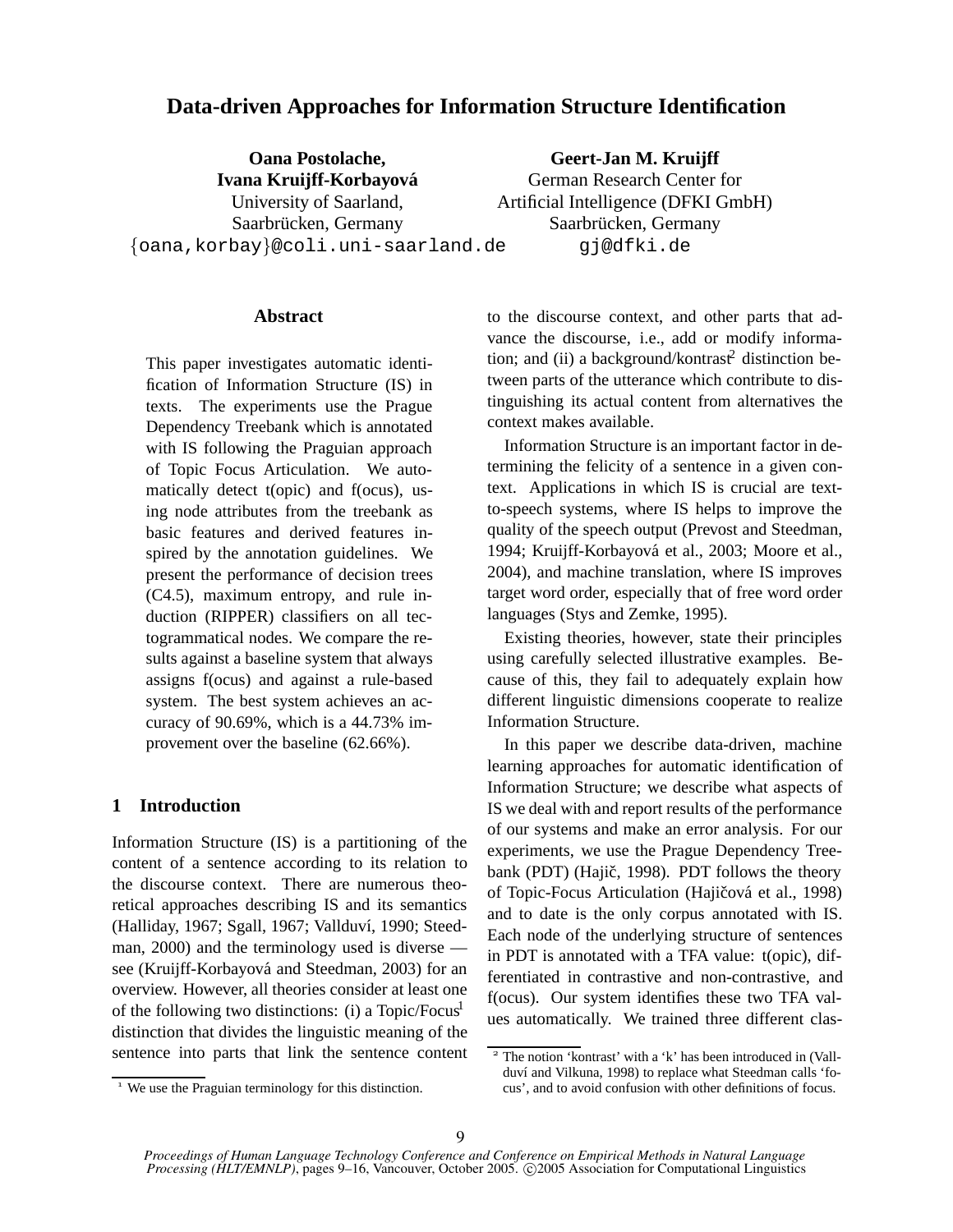# Data-driven Approaches for Information Structure Identification

**Oana Postolache, Ivana Kruijff-Korbayová**
University of Saarland,
Saarbrücken, Germany
{oana,korbay}@coli.uni-saarland.de

**Geert-Jan M. Kruijff**
German Research Center for Artificial Intelligence (DFKI GmbH)
Saarbrücken, Germany
gj@dfki.de

## Abstract

This paper investigates automatic identification of Information Structure (IS) in texts. The experiments use the Prague Dependency Treebank which is annotated with IS following the Praguian approach of Topic Focus Articulation. We automatically detect t(opic) and f(ocus), using node attributes from the treebank as basic features and derived features inspired by the annotation guidelines. We present the performance of decision trees (C4.5), maximum entropy, and rule induction (RIPPER) classifiers on all tectogrammatical nodes. We compare the results against a baseline system that always assigns f(ocus) and against a rule-based system. The best system achieves an accuracy of 90.69%, which is a 44.73% improvement over the baseline (62.66%).

## 1 Introduction

Information Structure (IS) is a partitioning of the content of a sentence according to its relation to the discourse context. There are numerous theoretical approaches describing IS and its semantics (Halliday, 1967; Sgall, 1967; Vallduví, 1990; Steedman, 2000) and the terminology used is diverse — see (Kruijff-Korbayová and Steedman, 2003) for an overview. However, all theories consider at least one of the following two distinctions: (i) a Topic/Focus[1] distinction that divides the linguistic meaning of the sentence into parts that link the sentence content to the discourse context, and other parts that advance the discourse, i.e., add or modify information; and (ii) a background/kontrast[2] distinction between parts of the utterance which contribute to distinguishing its actual content from alternatives the context makes available.

Information Structure is an important factor in determining the felicity of a sentence in a given context. Applications in which IS is crucial are text-to-speech systems, where IS helps to improve the quality of the speech output (Prevost and Steedman, 1994; Kruijff-Korbayová et al., 2003; Moore et al., 2004), and machine translation, where IS improves target word order, especially that of free word order languages (Stys and Zemke, 1995).

Existing theories, however, state their principles using carefully selected illustrative examples. Because of this, they fail to adequately explain how different linguistic dimensions cooperate to realize Information Structure.

In this paper we describe data-driven, machine learning approaches for automatic identification of Information Structure; we describe what aspects of IS we deal with and report results of the performance of our systems and make an error analysis. For our experiments, we use the Prague Dependency Treebank (PDT) (Hajič, 1998). PDT follows the theory of Topic-Focus Articulation (Hajičová et al., 1998) and to date is the only corpus annotated with IS. Each node of the underlying structure of sentences in PDT is annotated with a TFA value: t(opic), differentiated in contrastive and non-contrastive, and f(ocus). Our system identifies these two TFA values automatically. We trained three different clas-

[1] We use the Praguian terminology for this distinction.

[2] The notion 'kontrast' with a 'k' has been introduced in (Vallduví and Vilkuna, 1998) to replace what Steedman calls 'focus', and to avoid confusion with other definitions of focus.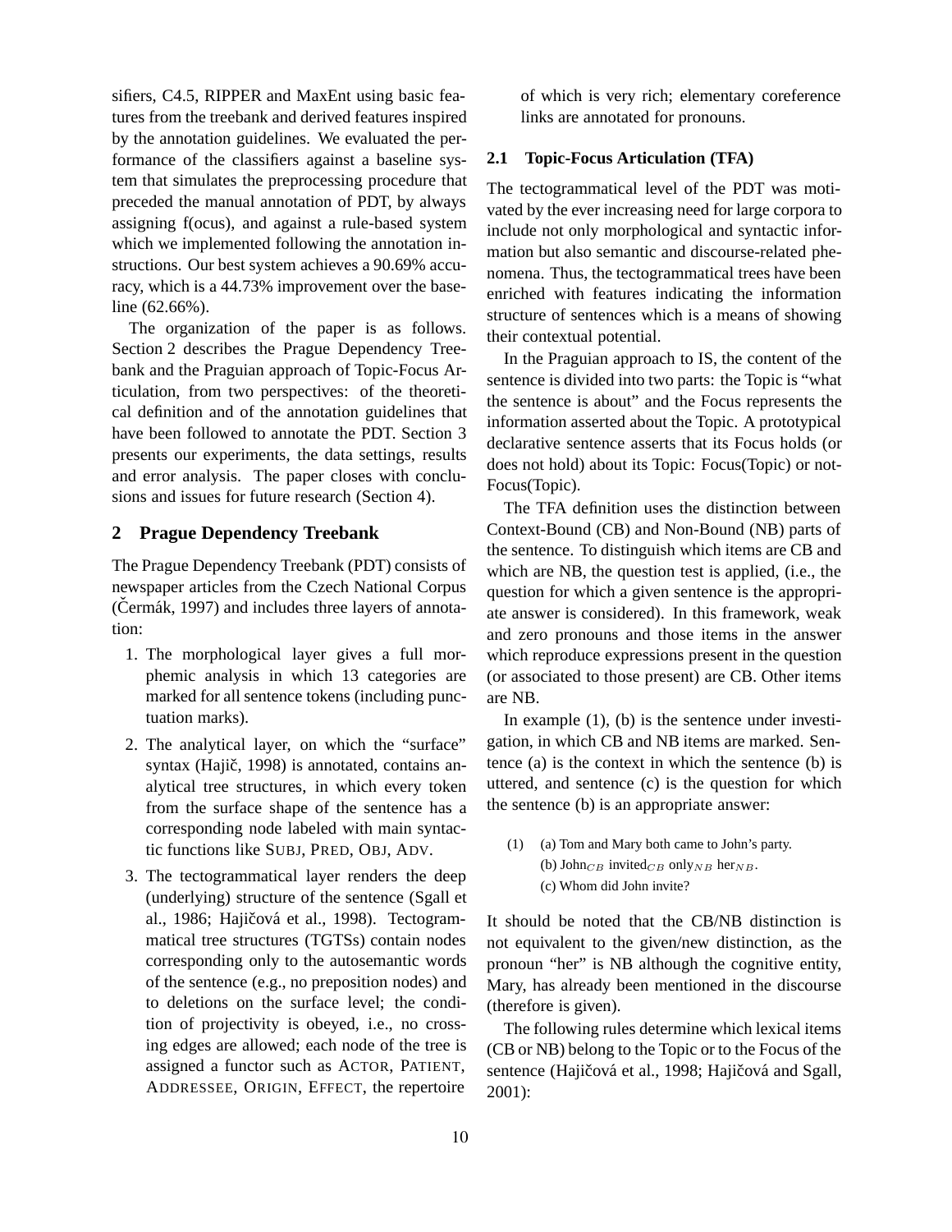sifiers, C4.5, RIPPER and MaxEnt using basic features from the treebank and derived features inspired by the annotation guidelines. We evaluated the performance of the classifiers against a baseline system that simulates the preprocessing procedure that preceded the manual annotation of PDT, by always assigning f(ocus), and against a rule-based system which we implemented following the annotation instructions. Our best system achieves a 90.69% accuracy, which is a 44.73% improvement over the baseline (62.66%).

The organization of the paper is as follows. Section 2 describes the Prague Dependency Treebank and the Praguian approach of Topic-Focus Articulation, from two perspectives: of the theoretical definition and of the annotation guidelines that have been followed to annotate the PDT. Section 3 presents our experiments, the data settings, results and error analysis. The paper closes with conclusions and issues for future research (Section 4).

## 2 Prague Dependency Treebank

The Prague Dependency Treebank (PDT) consists of newspaper articles from the Czech National Corpus (Čermák, 1997) and includes three layers of annotation:

1. The morphological layer gives a full morphemic analysis in which 13 categories are marked for all sentence tokens (including punctuation marks).
2. The analytical layer, on which the "surface" syntax (Hajič, 1998) is annotated, contains analytical tree structures, in which every token from the surface shape of the sentence has a corresponding node labeled with main syntactic functions like SUBJ, PRED, OBJ, ADV.
3. The tectogrammatical layer renders the deep (underlying) structure of the sentence (Sgall et al., 1986; Hajičová et al., 1998). Tectogrammatical tree structures (TGTSs) contain nodes corresponding only to the autosemantic words of the sentence (e.g., no preposition nodes) and to deletions on the surface level; the condition of projectivity is obeyed, i.e., no crossing edges are allowed; each node of the tree is assigned a functor such as ACTOR, PATIENT, ADDRESSEE, ORIGIN, EFFECT, the repertoire of which is very rich; elementary coreference links are annotated for pronouns.

### 2.1 Topic-Focus Articulation (TFA)

The tectogrammatical level of the PDT was motivated by the ever increasing need for large corpora to include not only morphological and syntactic information but also semantic and discourse-related phenomena. Thus, the tectogrammatical trees have been enriched with features indicating the information structure of sentences which is a means of showing their contextual potential.

In the Praguian approach to IS, the content of the sentence is divided into two parts: the Topic is "what the sentence is about" and the Focus represents the information asserted about the Topic. A prototypical declarative sentence asserts that its Focus holds (or does not hold) about its Topic: Focus(Topic) or not-Focus(Topic).

The TFA definition uses the distinction between Context-Bound (CB) and Non-Bound (NB) parts of the sentence. To distinguish which items are CB and which are NB, the question test is applied, (i.e., the question for which a given sentence is the appropriate answer is considered). In this framework, weak and zero pronouns and those items in the answer which reproduce expressions present in the question (or associated to those present) are CB. Other items are NB.

In example (1), (b) is the sentence under investigation, in which CB and NB items are marked. Sentence (a) is the context in which the sentence (b) is uttered, and sentence (c) is the question for which the sentence (b) is an appropriate answer:

(1) (a) Tom and Mary both came to John's party.
(b) John$_{CB}$ invited$_{CB}$ only$_{NB}$ her$_{NB}$.
(c) Whom did John invite?

It should be noted that the CB/NB distinction is not equivalent to the given/new distinction, as the pronoun "her" is NB although the cognitive entity, Mary, has already been mentioned in the discourse (therefore is given).

The following rules determine which lexical items (CB or NB) belong to the Topic or to the Focus of the sentence (Hajičová et al., 1998; Hajičová and Sgall, 2001):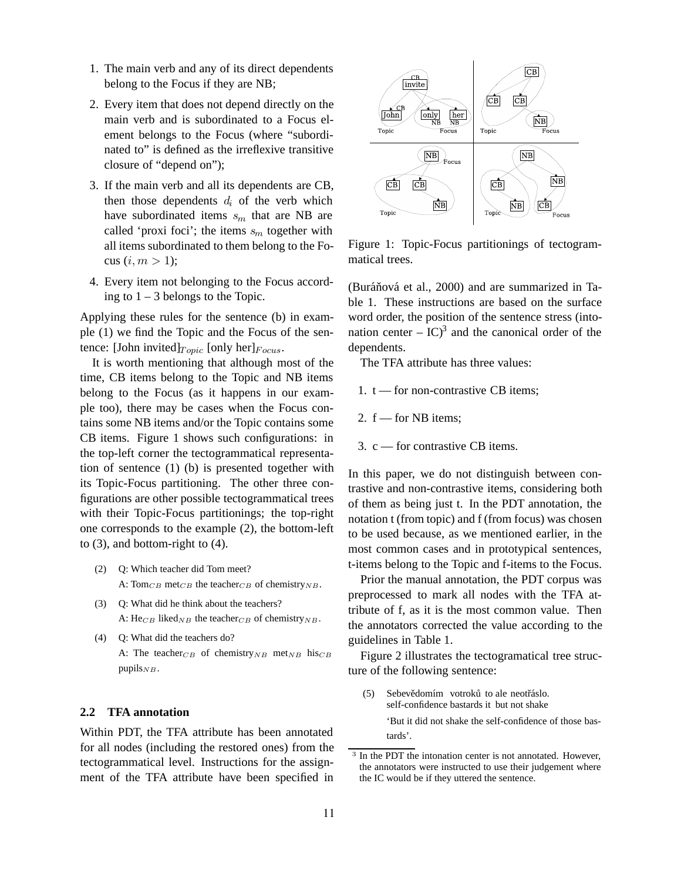1. The main verb and any of its direct dependents belong to the Focus if they are NB;
2. Every item that does not depend directly on the main verb and is subordinated to a Focus element belongs to the Focus (where "subordinated to" is defined as the irreflexive transitive closure of "depend on");
3. If the main verb and all its dependents are CB, then those dependents $d_i$ of the verb which have subordinated items $s_m$ that are NB are called 'proxi foci'; the items $s_m$ together with all items subordinated to them belong to the Focus ($i, m > 1$);
4. Every item not belonging to the Focus according to 1 – 3 belongs to the Topic.

Applying these rules for the sentence (b) in example (1) we find the Topic and the Focus of the sentence: [John invited]$_{Topic}$ [only her]$_{Focus}$.

It is worth mentioning that although most of the time, CB items belong to the Topic and NB items belong to the Focus (as it happens in our example too), there may be cases when the Focus contains some NB items and/or the Topic contains some CB items. Figure 1 shows such configurations: in the top-left corner the tectogrammatical representation of sentence (1) (b) is presented together with its Topic-Focus partitioning. The other three configurations are other possible tectogrammatical trees with their Topic-Focus partitionings; the top-right one corresponds to the example (2), the bottom-left to (3), and bottom-right to (4).

(2) Q: Which teacher did Tom meet?
A: Tom$_{CB}$ met$_{CB}$ the teacher$_{CB}$ of chemistry$_{NB}$.

(3) Q: What did he think about the teachers?
A: He$_{CB}$ liked$_{NB}$ the teacher$_{CB}$ of chemistry$_{NB}$.

(4) Q: What did the teachers do?
A: The teacher$_{CB}$ of chemistry$_{NB}$ met$_{NB}$ his$_{CB}$ pupils$_{NB}$.

### 2.2 TFA annotation

Within PDT, the TFA attribute has been annotated for all nodes (including the restored ones) from the tectogrammatical level. Instructions for the assignment of the TFA attribute have been specified in (Buráňová et al., 2000) and are summarized in Table 1. These instructions are based on the surface word order, the position of the sentence stress (intonation center – IC)[3] and the canonical order of the dependents.

Figure 1: Topic-Focus partitionings of tectogrammatical trees.

The TFA attribute has three values:

1. t — for non-contrastive CB items;
2. f — for NB items;
3. c — for contrastive CB items.

In this paper, we do not distinguish between contrastive and non-contrastive items, considering both of them as being just t. In the PDT annotation, the notation t (from topic) and f (from focus) was chosen to be used because, as we mentioned earlier, in the most common cases and in prototypical sentences, t-items belong to the Topic and f-items to the Focus.

Prior the manual annotation, the PDT corpus was preprocessed to mark all nodes with the TFA attribute of f, as it is the most common value. Then the annotators corrected the value according to the guidelines in Table 1.

Figure 2 illustrates the tectogramatical tree structure of the following sentence:

(5) Sebevědomím votroků to ale neotřáslo.
self-confidence bastards it but not shake
'But it did not shake the self-confidence of those bastards'.

[3] In the PDT the intonation center is not annotated. However, the annotators were instructed to use their judgement where the IC would be if they uttered the sentence.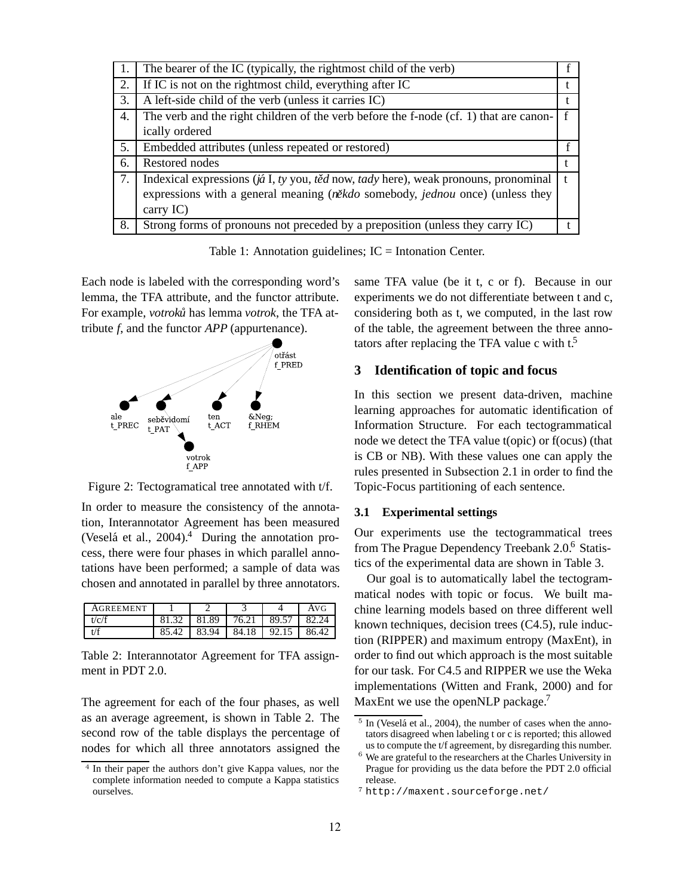| 1. | The bearer of the IC (typically, the rightmost child of the verb) | f |
|---|---|---|
| 2. | If IC is not on the rightmost child, everything after IC | t |
| 3. | A left-side child of the verb (unless it carries IC) | t |
| 4. | The verb and the right children of the verb before the f-node (cf. 1) that are canonically ordered | f |
| 5. | Embedded attributes (unless repeated or restored) | f |
| 6. | Restored nodes | t |
| 7. | Indexical expressions (*já* I, *ty* you, *těd* now, *tady* here), weak pronouns, pronominal expressions with a general meaning (*někdo* somebody, *jednou* once) (unless they carry IC) | t |
| 8. | Strong forms of pronouns not preceded by a preposition (unless they carry IC) | t |

Table 1: Annotation guidelines; IC = Intonation Center.

Each node is labeled with the corresponding word's lemma, the TFA attribute, and the functor attribute. For example, *votroků* has lemma *votrok*, the TFA attribute *f*, and the functor *APP* (appurtenance).

Figure 2: Tectogramatical tree annotated with t/f.

In order to measure the consistency of the annotation, Interannotator Agreement has been measured (Veselá et al., 2004).[4] During the annotation process, there were four phases in which parallel annotations have been performed; a sample of data was chosen and annotated in parallel by three annotators.

| AGREEMENT | 1 | 2 | 3 | 4 | AVG |
|---|---|---|---|---|---|
| t/c/f | 81.32 | 81.89 | 76.21 | 89.57 | 82.24 |
| t/f | 85.42 | 83.94 | 84.18 | 92.15 | 86.42 |

Table 2: Interannotator Agreement for TFA assignment in PDT 2.0.

The agreement for each of the four phases, as well as an average agreement, is shown in Table 2. The second row of the table displays the percentage of nodes for which all three annotators assigned the same TFA value (be it t, c or f). Because in our experiments we do not differentiate between t and c, considering both as t, we computed, in the last row of the table, the agreement between the three annotators after replacing the TFA value c with t.[5]

## 3 Identification of topic and focus

In this section we present data-driven, machine learning approaches for automatic identification of Information Structure. For each tectogrammatical node we detect the TFA value t(opic) or f(ocus) (that is CB or NB). With these values one can apply the rules presented in Subsection 2.1 in order to find the Topic-Focus partitioning of each sentence.

### 3.1 Experimental settings

Our experiments use the tectogrammatical trees from The Prague Dependency Treebank 2.0.[6] Statistics of the experimental data are shown in Table 3.

Our goal is to automatically label the tectogrammatical nodes with topic or focus. We built machine learning models based on three different well known techniques, decision trees (C4.5), rule induction (RIPPER) and maximum entropy (MaxEnt), in order to find out which approach is the most suitable for our task. For C4.5 and RIPPER we use the Weka implementations (Witten and Frank, 2000) and for MaxEnt we use the openNLP package.[7]

[4] In their paper the authors don't give Kappa values, nor the complete information needed to compute a Kappa statistics ourselves.

[5] In (Veselá et al., 2004), the number of cases when the annotators disagreed when labeling t or c is reported; this allowed us to compute the t/f agreement, by disregarding this number.

[6] We are grateful to the researchers at the Charles University in Prague for providing us the data before the PDT 2.0 official release.

[7] http://maxent.sourceforge.net/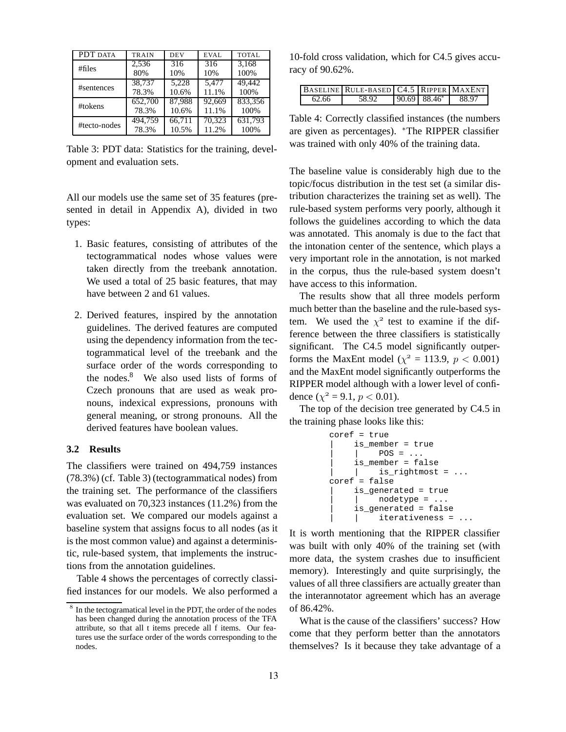| PDT DATA | TRAIN | DEV | EVAL | TOTAL |
|---|---|---|---|---|
| #files | 2,536<br>80% | 316<br>10% | 316<br>10% | 3,168<br>100% |
| #sentences | 38,737<br>78.3% | 5,228<br>10.6% | 5,477<br>11.1% | 49,442<br>100% |
| #tokens | 652,700<br>78.3% | 87,988<br>10.6% | 92,669<br>11.1% | 833,356<br>100% |
| #tecto-nodes | 494,759<br>78.3% | 66,711<br>10.5% | 70,323<br>11.2% | 631,793<br>100% |

Table 3: PDT data: Statistics for the training, development and evaluation sets.

All our models use the same set of 35 features (presented in detail in Appendix A), divided in two types:

1. Basic features, consisting of attributes of the tectogrammatical nodes whose values were taken directly from the treebank annotation. We used a total of 25 basic features, that may have between 2 and 61 values.

2. Derived features, inspired by the annotation guidelines. The derived features are computed using the dependency information from the tectogrammatical level of the treebank and the surface order of the words corresponding to the nodes.[8] We also used lists of forms of Czech pronouns that are used as weak pronouns, indexical expressions, pronouns with general meaning, or strong pronouns. All the derived features have boolean values.

### 3.2 Results

The classifiers were trained on 494,759 instances (78.3%) (cf. Table 3) (tectogrammatical nodes) from the training set. The performance of the classifiers was evaluated on 70,323 instances (11.2%) from the evaluation set. We compared our models against a baseline system that assigns focus to all nodes (as it is the most common value) and against a deterministic, rule-based system, that implements the instructions from the annotation guidelines.

Table 4 shows the percentages of correctly classified instances for our models. We also performed a 10-fold cross validation, which for C4.5 gives accuracy of 90.62%.

| BASELINE | RULE-BASED | C4.5 | RIPPER | MAXENT |
|---|---|---|---|---|
| 62.66 | 58.92 | 90.69 | 88.46* | 88.97 |

Table 4: Correctly classified instances (the numbers are given as percentages). *The RIPPER classifier was trained with only 40% of the training data.

The baseline value is considerably high due to the topic/focus distribution in the test set (a similar distribution characterizes the training set as well). The rule-based system performs very poorly, although it follows the guidelines according to which the data was annotated. This anomaly is due to the fact that the intonation center of the sentence, which plays a very important role in the annotation, is not marked in the corpus, thus the rule-based system doesn't have access to this information.

The results show that all three models perform much better than the baseline and the rule-based system. We used the $\chi^2$ test to examine if the difference between the three classifiers is statistically significant. The C4.5 model significantly outperforms the MaxEnt model ($\chi^2$ = 113.9, $p < 0.001$) and the MaxEnt model significantly outperforms the RIPPER model although with a lower level of confidence ($\chi^2$ = 9.1, $p < 0.01$).

The top of the decision tree generated by C4.5 in the training phase looks like this:

```
coref = true
|    is_member = true
|    |    POS = ...
|    is_member = false
|    |    is_rightmost = ...
coref = false
|    is_generated = true
|    |    nodetype = ...
|    is_generated = false
|    |    iterativeness = ...
```

It is worth mentioning that the RIPPER classifier was built with only 40% of the training set (with more data, the system crashes due to insufficient memory). Interestingly and quite surprisingly, the values of all three classifiers are actually greater than the interannotator agreement which has an average of 86.42%.

What is the cause of the classifiers' success? How come that they perform better than the annotators themselves? Is it because they take advantage of a

[8] In the tectogramatical level in the PDT, the order of the nodes has been changed during the annotation process of the TFA attribute, so that all t items precede all f items. Our features use the surface order of the words corresponding to the nodes.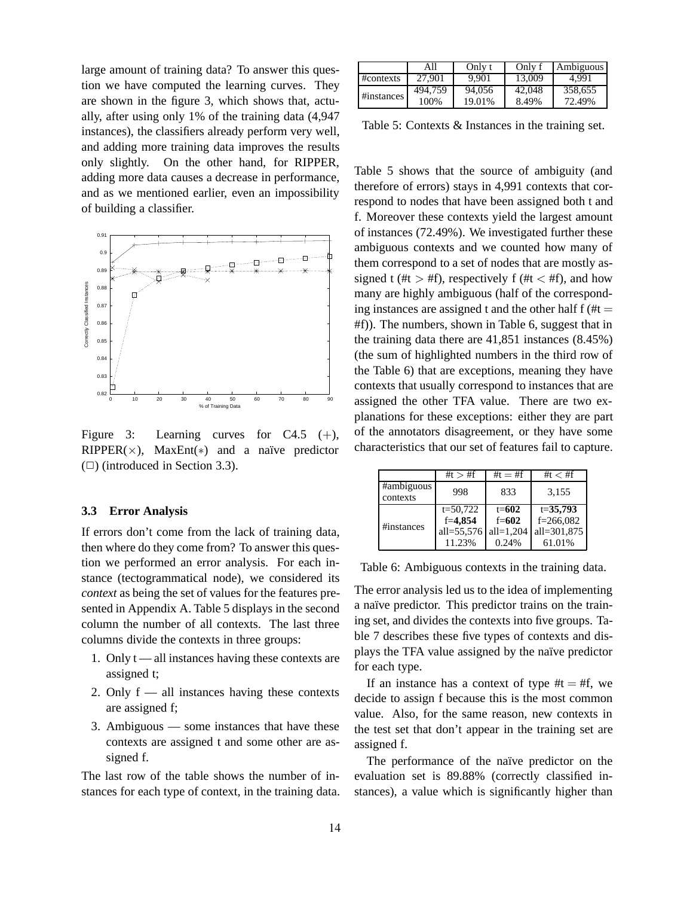large amount of training data? To answer this question we have computed the learning curves. They are shown in the figure 3, which shows that, actually, after using only 1% of the training data (4,947 instances), the classifiers already perform very well, and adding more training data improves the results only slightly. On the other hand, for RIPPER, adding more data causes a decrease in performance, and as we mentioned earlier, even an impossibility of building a classifier.

Figure 3: Learning curves for C4.5 (+), RIPPER(×), MaxEnt(∗) and a naïve predictor (□) (introduced in Section 3.3).

### 3.3 Error Analysis

If errors don't come from the lack of training data, then where do they come from? To answer this question we performed an error analysis. For each instance (tectogrammatical node), we considered its *context* as being the set of values for the features presented in Appendix A. Table 5 displays in the second column the number of all contexts. The last three columns divide the contexts in three groups:

1. Only t — all instances having these contexts are assigned t;
2. Only f — all instances having these contexts are assigned f;
3. Ambiguous — some instances that have these contexts are assigned t and some other are assigned f.

The last row of the table shows the number of instances for each type of context, in the training data.

| | All | Only t | Only f | Ambiguous |
|---|---|---|---|---|
| #contexts | 27,901 | 9,901 | 13,009 | 4,991 |
| #instances | 494,759<br>100% | 94,056<br>19.01% | 42,048<br>8.49% | 358,655<br>72.49% |

Table 5: Contexts & Instances in the training set.

Table 5 shows that the source of ambiguity (and therefore of errors) stays in 4,991 contexts that correspond to nodes that have been assigned both t and f. Moreover these contexts yield the largest amount of instances (72.49%). We investigated further these ambiguous contexts and we counted how many of them correspond to a set of nodes that are mostly assigned t (#t > #f), respectively f (#t < #f), and how many are highly ambiguous (half of the corresponding instances are assigned t and the other half f (#t = #f)). The numbers, shown in Table 6, suggest that in the training data there are 41,851 instances (8.45%) (the sum of highlighted numbers in the third row of the Table 6) that are exceptions, meaning they have contexts that usually correspond to instances that are assigned the other TFA value. There are two explanations for these exceptions: either they are part of the annotators disagreement, or they have some characteristics that our set of features fail to capture.

| | #t > #f | #t = #f | #t < #f |
|---|---|---|---|
| #ambiguous contexts | 998 | 833 | 3,155 |
| #instances | t=50,722<br>f=**4,854**<br>all=55,576<br>11.23% | t=**602**<br>f=**602**<br>all=1,204<br>0.24% | t=**35,793**<br>f=266,082<br>all=301,875<br>61.01% |

Table 6: Ambiguous contexts in the training data.

The error analysis led us to the idea of implementing a naïve predictor. This predictor trains on the training set, and divides the contexts into five groups. Table 7 describes these five types of contexts and displays the TFA value assigned by the naïve predictor for each type.

If an instance has a context of type #t = #f, we decide to assign f because this is the most common value. Also, for the same reason, new contexts in the test set that don't appear in the training set are assigned f.

The performance of the naïve predictor on the evaluation set is 89.88% (correctly classified instances), a value which is significantly higher than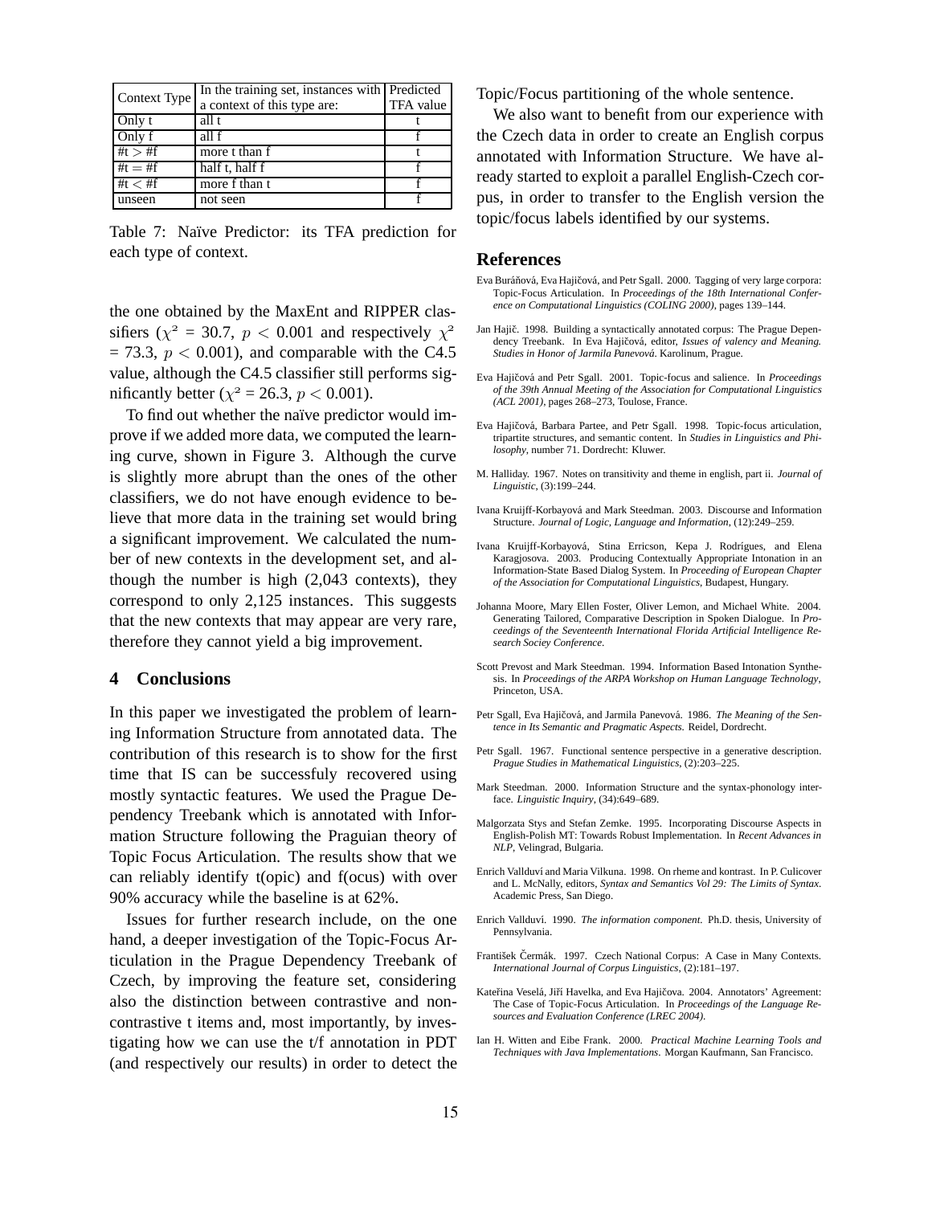| Context Type | In the training set, instances with a context of this type are: | Predicted TFA value |
|---|---|---|
| Only t | all t | t |
| Only f | all f | f |
| #t > #f | more t than f | t |
| #t = #f | half t, half f | f |
| #t < #f | more f than t | f |
| unseen | not seen | f |

Table 7: Naïve Predictor: its TFA prediction for each type of context.

the one obtained by the MaxEnt and RIPPER classifiers ($\chi^2$ = 30.7, $p < 0.001$ and respectively $\chi^2$ = 73.3, $p < 0.001$), and comparable with the C4.5 value, although the C4.5 classifier still performs significantly better ($\chi^2$ = 26.3, $p < 0.001$).

To find out whether the naïve predictor would improve if we added more data, we computed the learning curve, shown in Figure 3. Although the curve is slightly more abrupt than the ones of the other classifiers, we do not have enough evidence to believe that more data in the training set would bring a significant improvement. We calculated the number of new contexts in the development set, and although the number is high (2,043 contexts), they correspond to only 2,125 instances. This suggests that the new contexts that may appear are very rare, therefore they cannot yield a big improvement.

## 4 Conclusions

In this paper we investigated the problem of learning Information Structure from annotated data. The contribution of this research is to show for the first time that IS can be successfuly recovered using mostly syntactic features. We used the Prague Dependency Treebank which is annotated with Information Structure following the Praguian theory of Topic Focus Articulation. The results show that we can reliably identify t(opic) and f(ocus) with over 90% accuracy while the baseline is at 62%.

Issues for further research include, on the one hand, a deeper investigation of the Topic-Focus Articulation in the Prague Dependency Treebank of Czech, by improving the feature set, considering also the distinction between contrastive and non-contrastive t items and, most importantly, by investigating how we can use the t/f annotation in PDT (and respectively our results) in order to detect the Topic/Focus partitioning of the whole sentence.

We also want to benefit from our experience with the Czech data in order to create an English corpus annotated with Information Structure. We have already started to exploit a parallel English-Czech corpus, in order to transfer to the English version the topic/focus labels identified by our systems.

## References

Eva Buráňová, Eva Hajičová, and Petr Sgall. 2000. Tagging of very large corpora: Topic-Focus Articulation. In *Proceedings of the 18th International Conference on Computational Linguistics (COLING 2000)*, pages 139–144.

Jan Hajič. 1998. Building a syntactically annotated corpus: The Prague Dependency Treebank. In Eva Hajičová, editor, *Issues of valency and Meaning. Studies in Honor of Jarmila Panevová*. Karolinum, Prague.

Eva Hajičová and Petr Sgall. 2001. Topic-focus and salience. In *Proceedings of the 39th Annual Meeting of the Association for Computational Linguistics (ACL 2001)*, pages 268–273, Toulose, France.

Eva Hajičová, Barbara Partee, and Petr Sgall. 1998. Topic-focus articulation, tripartite structures, and semantic content. In *Studies in Linguistics and Philosophy*, number 71. Dordrecht: Kluwer.

M. Halliday. 1967. Notes on transitivity and theme in english, part ii. *Journal of Linguistic*, (3):199–244.

Ivana Kruijff-Korbayová and Mark Steedman. 2003. Discourse and Information Structure. *Journal of Logic, Language and Information*, (12):249–259.

Ivana Kruijff-Korbayová, Stina Erricson, Kepa J. Rodrígues, and Elena Karagjosova. 2003. Producing Contextually Appropriate Intonation in an Information-State Based Dialog System. In *Proceeding of European Chapter of the Association for Computational Linguistics*, Budapest, Hungary.

Johanna Moore, Mary Ellen Foster, Oliver Lemon, and Michael White. 2004. Generating Tailored, Comparative Description in Spoken Dialogue. In *Proceedings of the Seventeenth International Florida Artificial Intelligence Research Sociey Conference*.

Scott Prevost and Mark Steedman. 1994. Information Based Intonation Synthesis. In *Proceedings of the ARPA Workshop on Human Language Technology*, Princeton, USA.

Petr Sgall, Eva Hajičová, and Jarmila Panevová. 1986. *The Meaning of the Sentence in Its Semantic and Pragmatic Aspects*. Reidel, Dordrecht.

Petr Sgall. 1967. Functional sentence perspective in a generative description. *Prague Studies in Mathematical Linguistics*, (2):203–225.

Mark Steedman. 2000. Information Structure and the syntax-phonology interface. *Linguistic Inquiry*, (34):649–689.

Malgorzata Stys and Stefan Zemke. 1995. Incorporating Discourse Aspects in English-Polish MT: Towards Robust Implementation. In *Recent Advances in NLP*, Velingrad, Bulgaria.

Enrich Vallduví and Maria Vilkuna. 1998. On rheme and kontrast. In P. Culicover and L. McNally, editors, *Syntax and Semantics Vol 29: The Limits of Syntax*. Academic Press, San Diego.

Enrich Vallduví. 1990. *The information component*. Ph.D. thesis, University of Pennsylvania.

František Čermák. 1997. Czech National Corpus: A Case in Many Contexts. *International Journal of Corpus Linguistics*, (2):181–197.

Kateřina Veselá, Jiří Havelka, and Eva Hajičova. 2004. Annotators' Agreement: The Case of Topic-Focus Articulation. In *Proceedings of the Language Resources and Evaluation Conference (LREC 2004)*.

Ian H. Witten and Eibe Frank. 2000. *Practical Machine Learning Tools and Techniques with Java Implementations*. Morgan Kaufmann, San Francisco.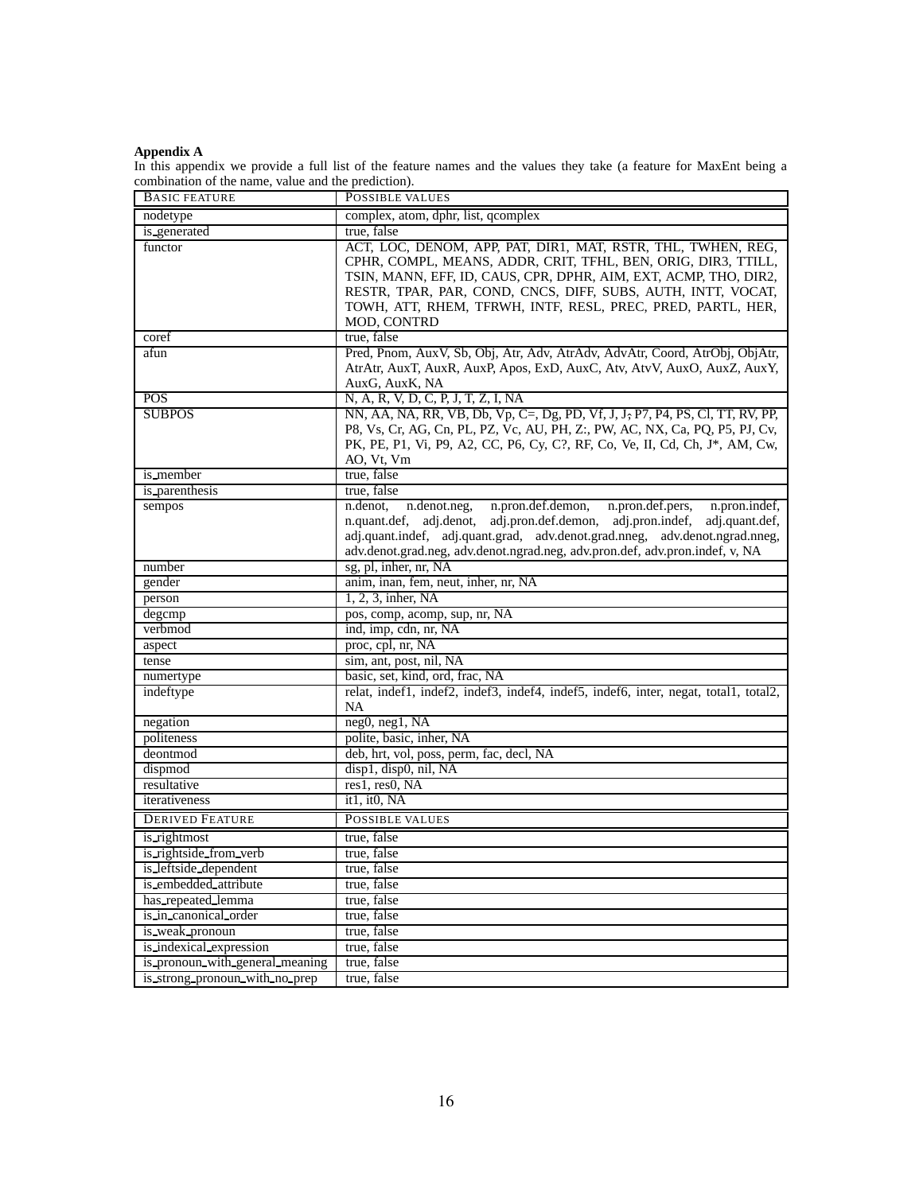**Appendix A**

In this appendix we provide a full list of the feature names and the values they take (a feature for MaxEnt being a combination of the name, value and the prediction).

| BASIC FEATURE | POSSIBLE VALUES |
|---|---|
| nodetype | complex, atom, dphr, list, qcomplex |
| is_generated | true, false |
| functor | ACT, LOC, DENOM, APP, PAT, DIR1, MAT, RSTR, THL, TWHEN, REG, CPHR, COMPL, MEANS, ADDR, CRIT, TFHL, BEN, ORIG, DIR3, TTILL, TSIN, MANN, EFF, ID, CAUS, CPR, DPHR, AIM, EXT, ACMP, THO, DIR2, RESTR, TPAR, PAR, COND, CNCS, DIFF, SUBS, AUTH, INTT, VOCAT, TOWH, ATT, RHEM, TFRWH, INTF, RESL, PREC, PRED, PARTL, HER, MOD, CONTRD |
| coref | true, false |
| afun | Pred, Pnom, AuxV, Sb, Obj, Atr, Adv, AtrAdv, AdvAtr, Coord, AtrObj, ObjAtr, AtrAtr, AuxT, AuxR, AuxP, Apos, ExD, AuxC, Atv, AtvV, AuxO, AuxZ, AuxY, AuxG, AuxK, NA |
| POS | N, A, R, V, D, C, P, J, T, Z, I, NA |
| SUBPOS | NN, AA, NA, RR, VB, Db, Vp, C=, Dg, PD, Vf, J, J;, P7, P4, PS, Cl, TT, RV, PP, P8, Vs, Cr, AG, Cn, PL, PZ, Vc, AU, PH, Z:, PW, AC, NX, Ca, PQ, P5, PJ, Cv, PK, PE, P1, Vi, P9, A2, CC, P6, Cy, C?, RF, Co, Ve, II, Cd, Ch, J*, AM, Cw, AO, Vt, Vm |
| is_member | true, false |
| is_parenthesis | true, false |
| sempos | n.denot, n.denot.neg, n.pron.def.demon, n.pron.def.pers, n.pron.indef, n.quant.def, adj.denot, adj.pron.def.demon, adj.pron.indef, adj.quant.def, adj.quant.indef, adj.quant.grad, adv.denot.grad.nneg, adv.denot.ngrad.nneg, adv.denot.grad.neg, adv.denot.ngrad.neg, adv.pron.def, adv.pron.indef, v, NA |
| number | sg, pl, inher, nr, NA |
| gender | anim, inan, fem, neut, inher, nr, NA |
| person | 1, 2, 3, inher, NA |
| degcmp | pos, comp, acomp, sup, nr, NA |
| verbmod | ind, imp, cdn, nr, NA |
| aspect | proc, cpl, nr, NA |
| tense | sim, ant, post, nil, NA |
| numertype | basic, set, kind, ord, frac, NA |
| indeftype | relat, indef1, indef2, indef3, indef4, indef5, indef6, inter, negat, total1, total2, NA |
| negation | neg0, neg1, NA |
| politeness | polite, basic, inher, NA |
| deontmod | deb, hrt, vol, poss, perm, fac, decl, NA |
| dispmod | disp1, disp0, nil, NA |
| resultative | res1, res0, NA |
| iterativeness | it1, it0, NA |
| **DERIVED FEATURE** | **POSSIBLE VALUES** |
| is_rightmost | true, false |
| is_rightside_from_verb | true, false |
| is_leftside_dependent | true, false |
| is_embedded_attribute | true, false |
| has_repeated_lemma | true, false |
| is_in_canonical_order | true, false |
| is_weak_pronoun | true, false |
| is_indexical_expression | true, false |
| is_pronoun_with_general_meaning | true, false |
| is_strong_pronoun_with_no_prep | true, false |